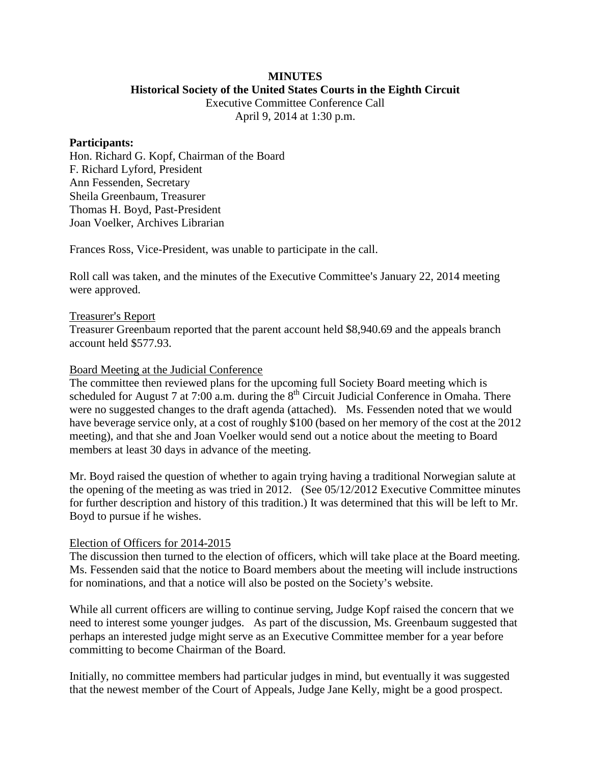**MINUTES**

**Historical Society of the United States Courts in the Eighth Circuit**

Executive Committee Conference Call

April 9, 2014 at 1:30 p.m.

**Participants:**

Hon. Richard G. Kopf, Chairman of the Board
F. Richard Lyford, President
Ann Fessenden, Secretary
Sheila Greenbaum, Treasurer
Thomas H. Boyd, Past-President
Joan Voelker, Archives Librarian

Frances Ross, Vice-President, was unable to participate in the call.

Roll call was taken, and the minutes of the Executive Committee's January 22, 2014 meeting were approved.

<u>Treasurer's Report</u>

Treasurer Greenbaum reported that the parent account held $8,940.69 and the appeals branch account held $577.93.

<u>Board Meeting at the Judicial Conference</u>

The committee then reviewed plans for the upcoming full Society Board meeting which is scheduled for August 7 at 7:00 a.m. during the 8th Circuit Judicial Conference in Omaha. There were no suggested changes to the draft agenda (attached). Ms. Fessenden noted that we would have beverage service only, at a cost of roughly $100 (based on her memory of the cost at the 2012 meeting), and that she and Joan Voelker would send out a notice about the meeting to Board members at least 30 days in advance of the meeting.

Mr. Boyd raised the question of whether to again trying having a traditional Norwegian salute at the opening of the meeting as was tried in 2012. (See 05/12/2012 Executive Committee minutes for further description and history of this tradition.) It was determined that this will be left to Mr. Boyd to pursue if he wishes.

<u>Election of Officers for 2014-2015</u>

The discussion then turned to the election of officers, which will take place at the Board meeting. Ms. Fessenden said that the notice to Board members about the meeting will include instructions for nominations, and that a notice will also be posted on the Society's website.

While all current officers are willing to continue serving, Judge Kopf raised the concern that we need to interest some younger judges. As part of the discussion, Ms. Greenbaum suggested that perhaps an interested judge might serve as an Executive Committee member for a year before committing to become Chairman of the Board.

Initially, no committee members had particular judges in mind, but eventually it was suggested that the newest member of the Court of Appeals, Judge Jane Kelly, might be a good prospect.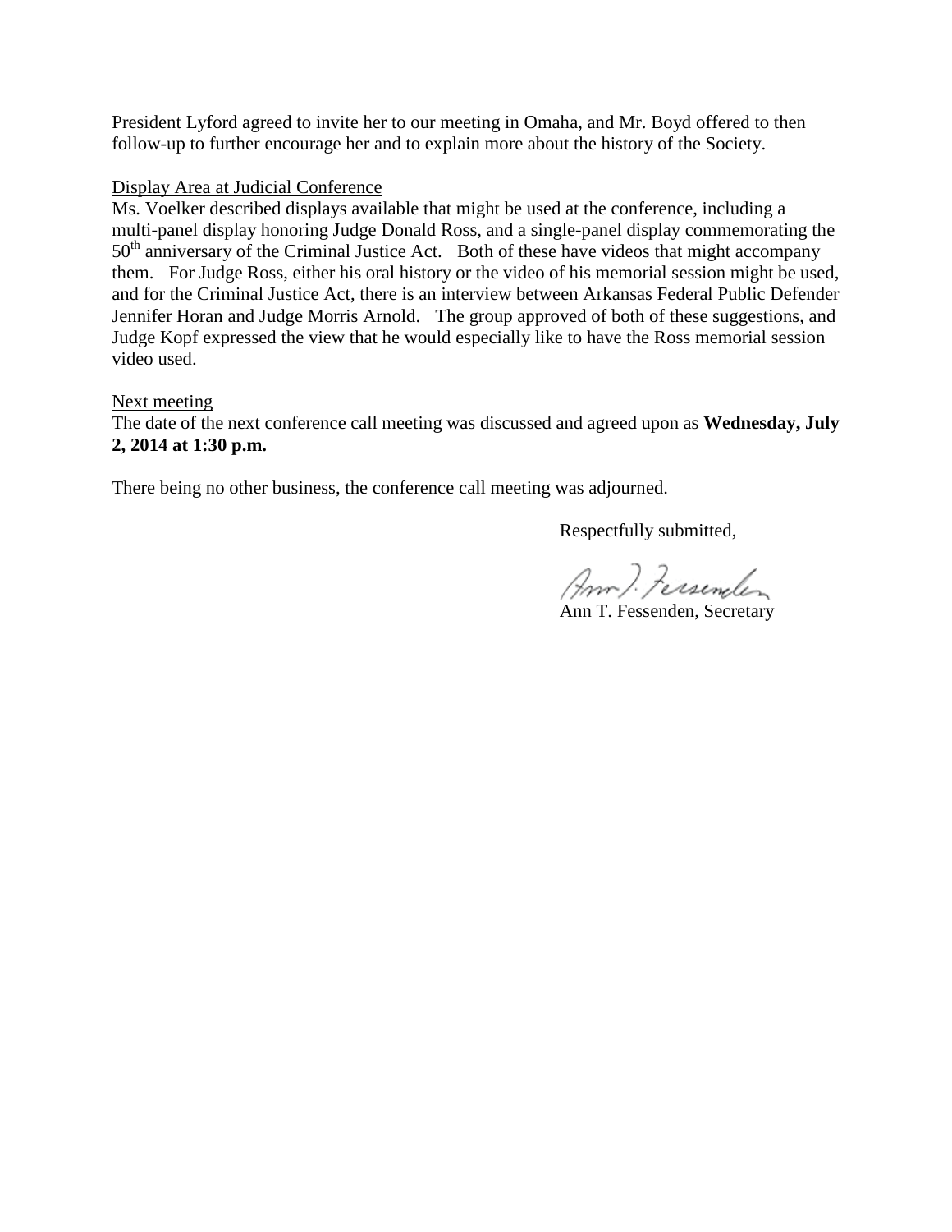President Lyford agreed to invite her to our meeting in Omaha, and Mr. Boyd offered to then follow-up to further encourage her and to explain more about the history of the Society.

<u>Display Area at Judicial Conference</u>

Ms. Voelker described displays available that might be used at the conference, including a multi-panel display honoring Judge Donald Ross, and a single-panel display commemorating the $50^{th}$ anniversary of the Criminal Justice Act. Both of these have videos that might accompany them. For Judge Ross, either his oral history or the video of his memorial session might be used, and for the Criminal Justice Act, there is an interview between Arkansas Federal Public Defender Jennifer Horan and Judge Morris Arnold. The group approved of both of these suggestions, and Judge Kopf expressed the view that he would especially like to have the Ross memorial session video used.

<u>Next meeting</u>

The date of the next conference call meeting was discussed and agreed upon as **Wednesday, July 2, 2014 at 1:30 p.m.**

There being no other business, the conference call meeting was adjourned.

Respectfully submitted,

Ann T. Fessenden, Secretary